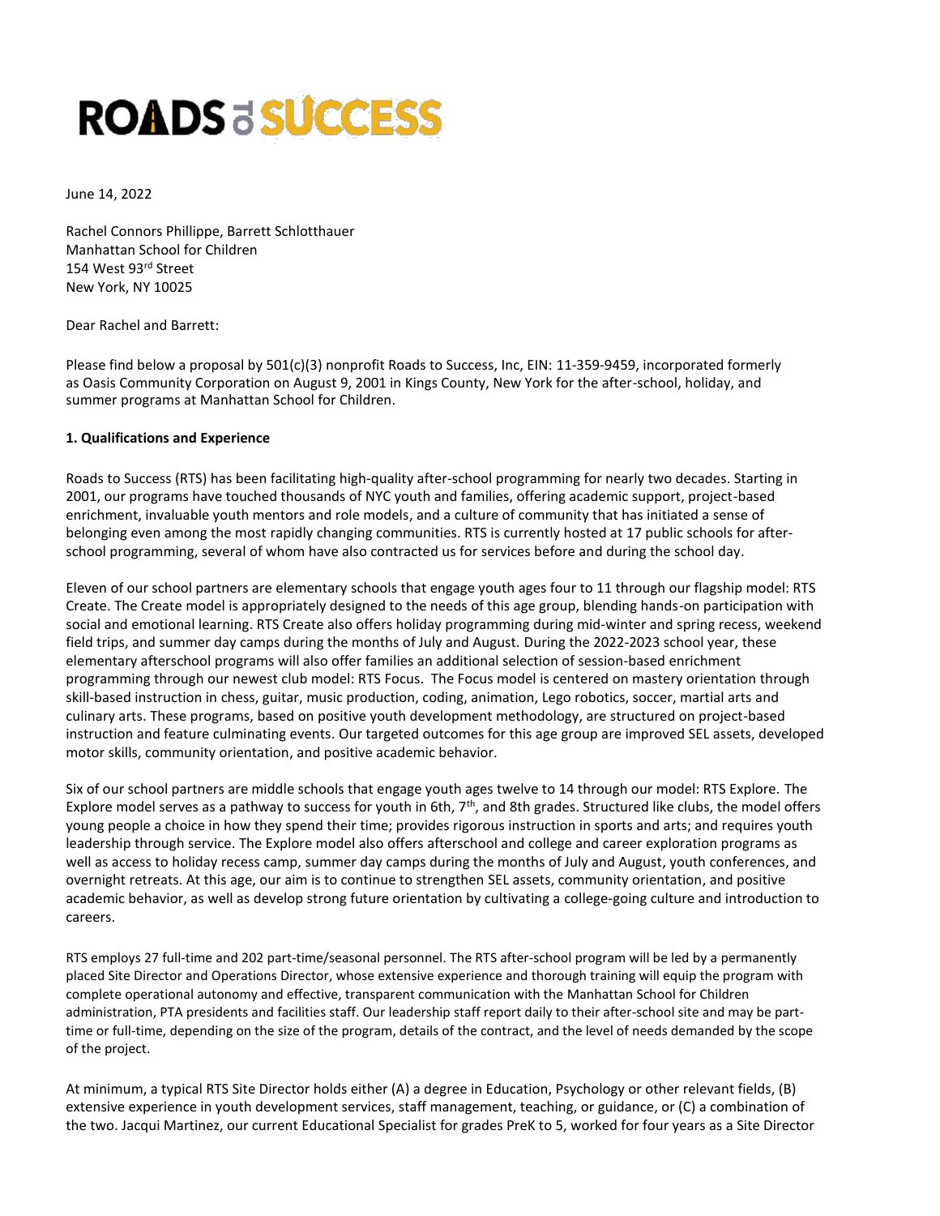# ROADS TO SUCCESS

June 14, 2022

Rachel Connors Phillippe, Barrett Schlotthauer
Manhattan School for Children
154 West 93rd Street
New York, NY 10025

Dear Rachel and Barrett:

Please find below a proposal by 501(c)(3) nonprofit Roads to Success, Inc, EIN: 11-359-9459, incorporated formerly as Oasis Community Corporation on August 9, 2001 in Kings County, New York for the after-school, holiday, and summer programs at Manhattan School for Children.

**1. Qualifications and Experience**

Roads to Success (RTS) has been facilitating high-quality after-school programming for nearly two decades. Starting in 2001, our programs have touched thousands of NYC youth and families, offering academic support, project-based enrichment, invaluable youth mentors and role models, and a culture of community that has initiated a sense of belonging even among the most rapidly changing communities. RTS is currently hosted at 17 public schools for after-school programming, several of whom have also contracted us for services before and during the school day.

Eleven of our school partners are elementary schools that engage youth ages four to 11 through our flagship model: RTS Create. The Create model is appropriately designed to the needs of this age group, blending hands-on participation with social and emotional learning. RTS Create also offers holiday programming during mid-winter and spring recess, weekend field trips, and summer day camps during the months of July and August. During the 2022-2023 school year, these elementary afterschool programs will also offer families an additional selection of session-based enrichment programming through our newest club model: RTS Focus. The Focus model is centered on mastery orientation through skill-based instruction in chess, guitar, music production, coding, animation, Lego robotics, soccer, martial arts and culinary arts. These programs, based on positive youth development methodology, are structured on project-based instruction and feature culminating events. Our targeted outcomes for this age group are improved SEL assets, developed motor skills, community orientation, and positive academic behavior.

Six of our school partners are middle schools that engage youth ages twelve to 14 through our model: RTS Explore. The Explore model serves as a pathway to success for youth in 6th, 7th, and 8th grades. Structured like clubs, the model offers young people a choice in how they spend their time; provides rigorous instruction in sports and arts; and requires youth leadership through service. The Explore model also offers afterschool and college and career exploration programs as well as access to holiday recess camp, summer day camps during the months of July and August, youth conferences, and overnight retreats. At this age, our aim is to continue to strengthen SEL assets, community orientation, and positive academic behavior, as well as develop strong future orientation by cultivating a college-going culture and introduction to careers.

RTS employs 27 full-time and 202 part-time/seasonal personnel. The RTS after-school program will be led by a permanently placed Site Director and Operations Director, whose extensive experience and thorough training will equip the program with complete operational autonomy and effective, transparent communication with the Manhattan School for Children administration, PTA presidents and facilities staff. Our leadership staff report daily to their after-school site and may be part-time or full-time, depending on the size of the program, details of the contract, and the level of needs demanded by the scope of the project.

At minimum, a typical RTS Site Director holds either (A) a degree in Education, Psychology or other relevant fields, (B) extensive experience in youth development services, staff management, teaching, or guidance, or (C) a combination of the two. Jacqui Martinez, our current Educational Specialist for grades PreK to 5, worked for four years as a Site Director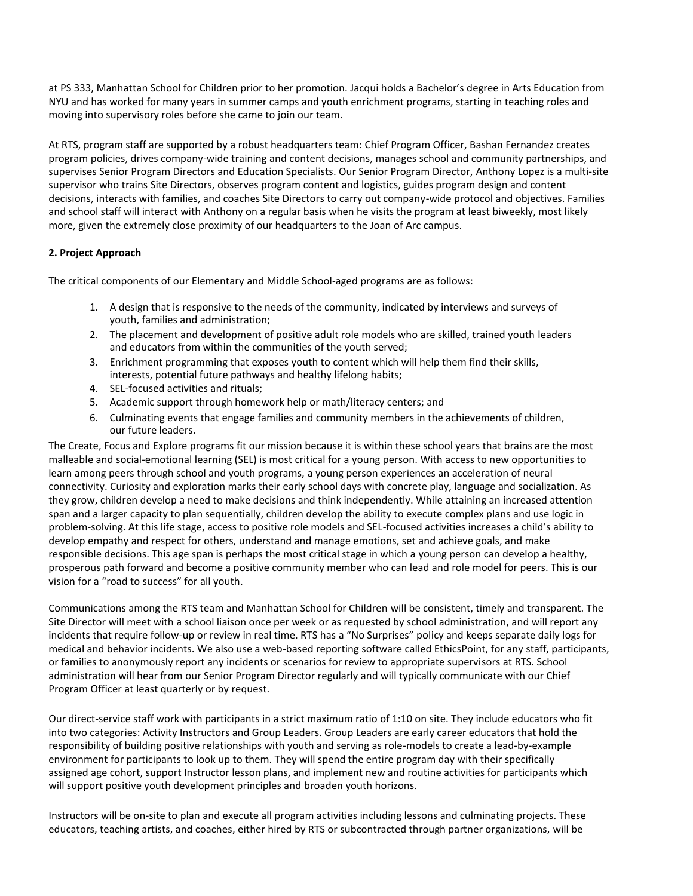at PS 333, Manhattan School for Children prior to her promotion. Jacqui holds a Bachelor's degree in Arts Education from NYU and has worked for many years in summer camps and youth enrichment programs, starting in teaching roles and moving into supervisory roles before she came to join our team.

At RTS, program staff are supported by a robust headquarters team: Chief Program Officer, Bashan Fernandez creates program policies, drives company-wide training and content decisions, manages school and community partnerships, and supervises Senior Program Directors and Education Specialists. Our Senior Program Director, Anthony Lopez is a multi-site supervisor who trains Site Directors, observes program content and logistics, guides program design and content decisions, interacts with families, and coaches Site Directors to carry out company-wide protocol and objectives. Families and school staff will interact with Anthony on a regular basis when he visits the program at least biweekly, most likely more, given the extremely close proximity of our headquarters to the Joan of Arc campus.

**2. Project Approach**

The critical components of our Elementary and Middle School-aged programs are as follows:

1. A design that is responsive to the needs of the community, indicated by interviews and surveys of youth, families and administration;
2. The placement and development of positive adult role models who are skilled, trained youth leaders and educators from within the communities of the youth served;
3. Enrichment programming that exposes youth to content which will help them find their skills, interests, potential future pathways and healthy lifelong habits;
4. SEL-focused activities and rituals;
5. Academic support through homework help or math/literacy centers; and
6. Culminating events that engage families and community members in the achievements of children, our future leaders.

The Create, Focus and Explore programs fit our mission because it is within these school years that brains are the most malleable and social-emotional learning (SEL) is most critical for a young person. With access to new opportunities to learn among peers through school and youth programs, a young person experiences an acceleration of neural connectivity. Curiosity and exploration marks their early school days with concrete play, language and socialization. As they grow, children develop a need to make decisions and think independently. While attaining an increased attention span and a larger capacity to plan sequentially, children develop the ability to execute complex plans and use logic in problem-solving. At this life stage, access to positive role models and SEL-focused activities increases a child's ability to develop empathy and respect for others, understand and manage emotions, set and achieve goals, and make responsible decisions. This age span is perhaps the most critical stage in which a young person can develop a healthy, prosperous path forward and become a positive community member who can lead and role model for peers. This is our vision for a "road to success" for all youth.

Communications among the RTS team and Manhattan School for Children will be consistent, timely and transparent. The Site Director will meet with a school liaison once per week or as requested by school administration, and will report any incidents that require follow-up or review in real time. RTS has a "No Surprises" policy and keeps separate daily logs for medical and behavior incidents. We also use a web-based reporting software called EthicsPoint, for any staff, participants, or families to anonymously report any incidents or scenarios for review to appropriate supervisors at RTS. School administration will hear from our Senior Program Director regularly and will typically communicate with our Chief Program Officer at least quarterly or by request.

Our direct-service staff work with participants in a strict maximum ratio of 1:10 on site. They include educators who fit into two categories: Activity Instructors and Group Leaders. Group Leaders are early career educators that hold the responsibility of building positive relationships with youth and serving as role-models to create a lead-by-example environment for participants to look up to them. They will spend the entire program day with their specifically assigned age cohort, support Instructor lesson plans, and implement new and routine activities for participants which will support positive youth development principles and broaden youth horizons.

Instructors will be on-site to plan and execute all program activities including lessons and culminating projects. These educators, teaching artists, and coaches, either hired by RTS or subcontracted through partner organizations, will be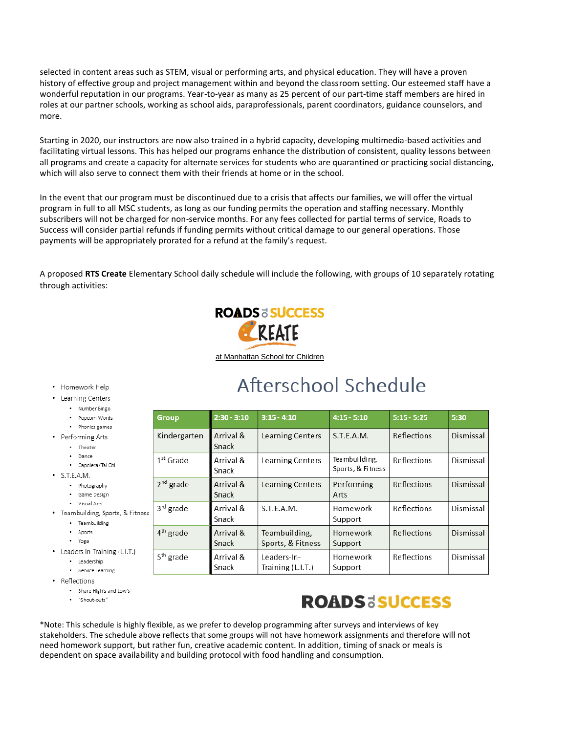selected in content areas such as STEM, visual or performing arts, and physical education. They will have a proven history of effective group and project management within and beyond the classroom setting. Our esteemed staff have a wonderful reputation in our programs. Year-to-year as many as 25 percent of our part-time staff members are hired in roles at our partner schools, working as school aids, paraprofessionals, parent coordinators, guidance counselors, and more.

Starting in 2020, our instructors are now also trained in a hybrid capacity, developing multimedia-based activities and facilitating virtual lessons. This has helped our programs enhance the distribution of consistent, quality lessons between all programs and create a capacity for alternate services for students who are quarantined or practicing social distancing, which will also serve to connect them with their friends at home or in the school.

In the event that our program must be discontinued due to a crisis that affects our families, we will offer the virtual program in full to all MSC students, as long as our funding permits the operation and staffing necessary. Monthly subscribers will not be charged for non-service months. For any fees collected for partial terms of service, Roads to Success will consider partial refunds if funding permits without critical damage to our general operations. Those payments will be appropriately prorated for a refund at the family's request.

A proposed **RTS Create** Elementary School daily schedule will include the following, with groups of 10 separately rotating through activities:

ROADS to SUCCESS

CREATE

at Manhattan School for Children

# Afterschool Schedule

- Homework Help
- Learning Centers
  - Number Bingo
  - Popcorn Words
  - Phonics games
- Performing Arts
  - Theater
  - Dance
  - Capoiera/Tai Chi
- S.T.E.A.M.
  - Photography
  - Game Design
  - Visual Arts
- Teambuilding, Sports, & Fitness
  - Teambuilding
  - Sports
  - Yoga
- Leaders In Training (L.I.T.)
  - Leadership
  - Service Learning
- Reflections
  - Share High's and Low's
  - "Shout-outs"

| Group | 2:30 - 3:10 | 3:15 - 4:10 | 4:15 - 5:10 | 5:15 - 5:25 | 5:30 |
|---|---|---|---|---|---|
| Kindergarten | Arrival & Snack | Learning Centers | S.T.E.A.M. | Reflections | Dismissal |
| 1st Grade | Arrival & Snack | Learning Centers | Teambuilding, Sports, & Fitness | Reflections | Dismissal |
| 2nd grade | Arrival & Snack | Learning Centers | Performing Arts | Reflections | Dismissal |
| 3rd grade | Arrival & Snack | S.T.E.A.M. | Homework Support | Reflections | Dismissal |
| 4th grade | Arrival & Snack | Teambuilding, Sports, & Fitness | Homework Support | Reflections | Dismissal |
| 5th grade | Arrival & Snack | Leaders-In-Training (L.I.T.) | Homework Support | Reflections | Dismissal |

ROADS to SUCCESS

*Note: This schedule is highly flexible, as we prefer to develop programming after surveys and interviews of key stakeholders. The schedule above reflects that some groups will not have homework assignments and therefore will not need homework support, but rather fun, creative academic content. In addition, timing of snack or meals is dependent on space availability and building protocol with food handling and consumption.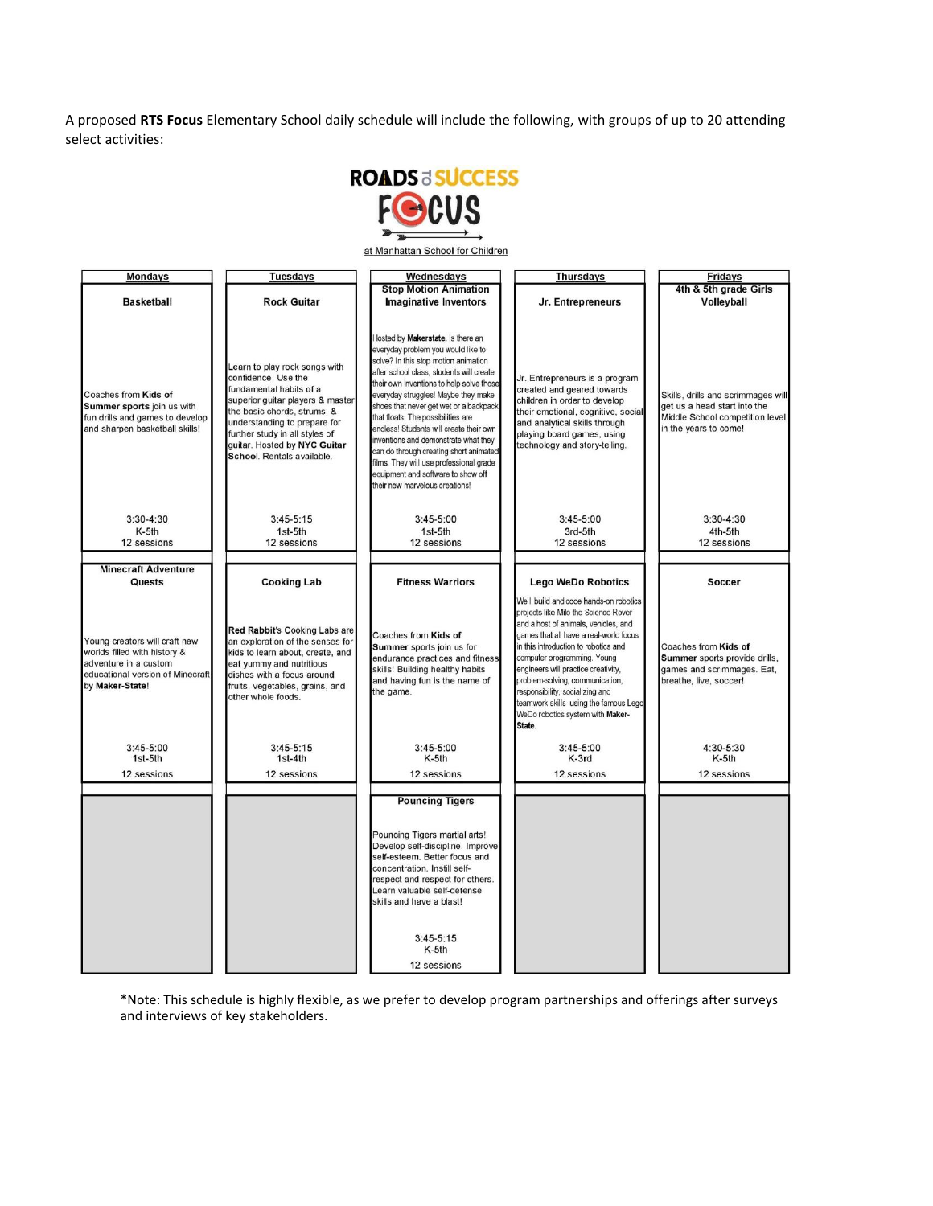A proposed **RTS Focus** Elementary School daily schedule will include the following, with groups of up to 20 attending select activities:

ROADS to SUCCESS FOCUS

at Manhattan School for Children

| Mondays | Tuesdays | Wednesdays | Thursdays | Fridays |
|---|---|---|---|---|
| **Basketball**<br><br>Coaches from **Kids of Summer sports** join us with fun drills and games to develop and sharpen basketball skills!<br><br>3:30-4:30<br>K-5th<br>12 sessions | **Rock Guitar**<br><br>Learn to play rock songs with confidence! Use the fundamental habits of a superior guitar players & master the basic chords, strums, & understanding to prepare for further study in all styles of guitar. Hosted by **NYC Guitar School**. Rentals available.<br><br>3:45-5:15<br>1st-5th<br>12 sessions | **Stop Motion Animation Imaginative Inventors**<br><br>Hosted by **Makerstate.** Is there an everyday problem you would like to solve? In this stop motion animation after school class, students will create their own inventions to help solve those everyday struggles! Maybe they make shoes that never get wet or a backpack that floats. The possibilities are endless! Students will create their own inventions and demonstrate what they can do through creating short animated films. They will use professional grade equipment and software to show off their new marvelous creations!<br><br>3:45-5:00<br>1st-5th<br>12 sessions | **Jr. Entrepreneurs**<br><br>Jr. Entrepreneurs is a program created and geared towards children in order to develop their emotional, cognitive, social and analytical skills through playing board games, using technology and story-telling.<br><br>3:45-5:00<br>3rd-5th<br>12 sessions | **4th & 5th grade Girls Volleyball**<br><br>Skills, drills and scrimmages will get us a head start into the Middle School competition level in the years to come!<br><br>3:30-4:30<br>4th-5th<br>12 sessions |
| **Minecraft Adventure Quests**<br><br>Young creators will craft new worlds filled with history & adventure in a custom educational version of Minecraft by **Maker-State**!<br><br>3:45-5:00<br>1st-5th<br>12 sessions | **Cooking Lab**<br><br>**Red Rabbit**'s Cooking Labs are an exploration of the senses for kids to learn about, create, and eat yummy and nutritious dishes with a focus around fruits, vegetables, grains, and other whole foods.<br><br>3:45-5:15<br>1st-4th<br>12 sessions | **Fitness Warriors**<br><br>Coaches from **Kids of Summer** sports join us for endurance practices and fitness skills! Building healthy habits and having fun is the name of the game.<br><br>3:45-5:00<br>K-5th<br>12 sessions | **Lego WeDo Robotics**<br><br>We'll build and code hands-on robotics projects like Milo the Science Rover and a host of animals, vehicles, and games that all have a real-world focus in this introduction to robotics and computer programming. Young engineers will practice creativity, problem-solving, communication, responsibility, socializing and teamwork skills using the famous Lego WeDo robotics system with **Maker-State**.<br><br>3:45-5:00<br>K-3rd<br>12 sessions | **Soccer**<br><br>Coaches from **Kids of Summer** sports provide drills, games and scrimmages. Eat, breathe, live, soccer!<br><br>4:30-5:30<br>K-5th<br>12 sessions |
| | | **Pouncing Tigers**<br><br>Pouncing Tigers martial arts! Develop self-discipline. Improve self-esteem. Better focus and concentration. Instill self-respect and respect for others. Learn valuable self-defense skills and have a blast!<br><br>3:45-5:15<br>K-5th<br>12 sessions | | |

*Note: This schedule is highly flexible, as we prefer to develop program partnerships and offerings after surveys and interviews of key stakeholders.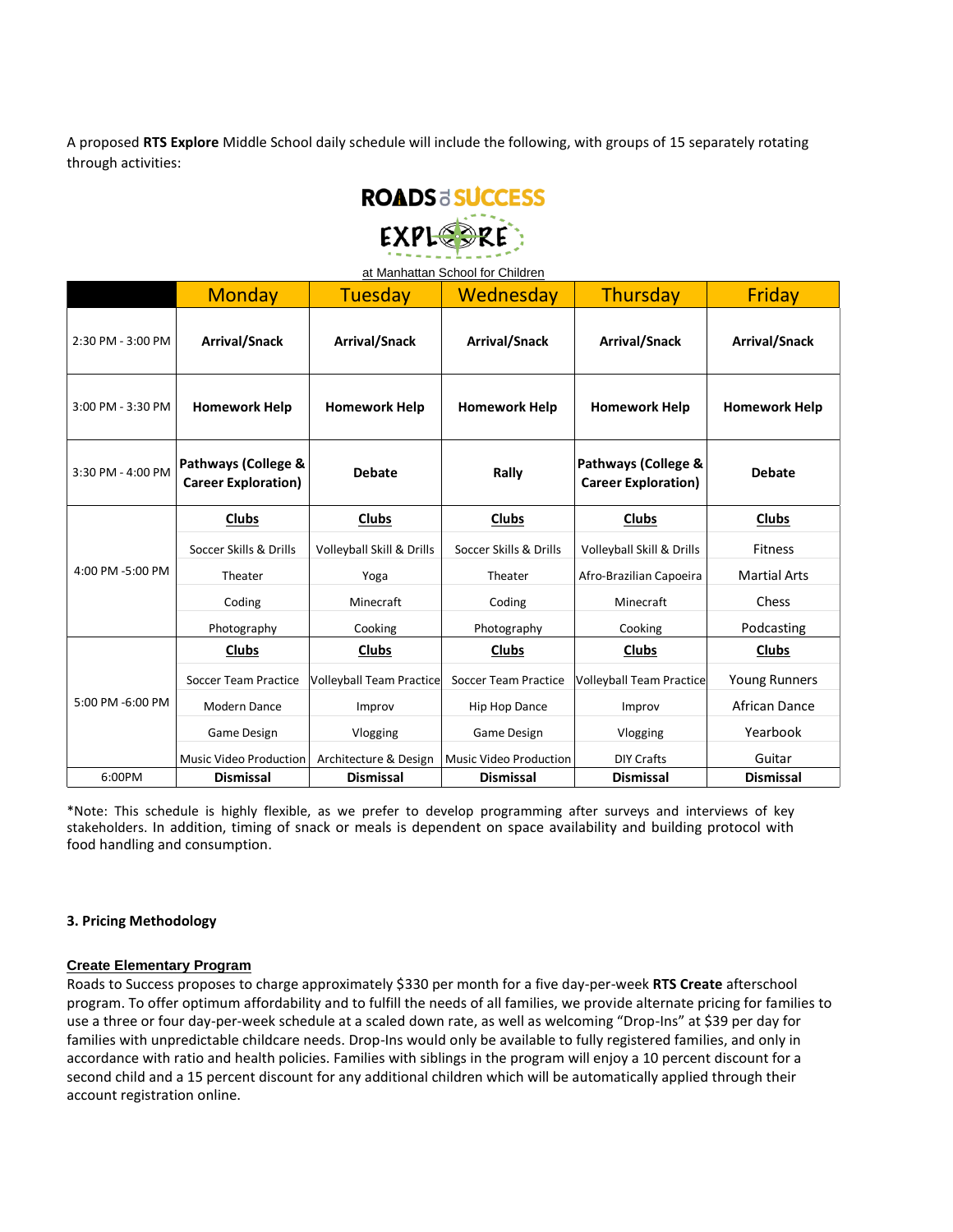A proposed **RTS Explore** Middle School daily schedule will include the following, with groups of 15 separately rotating through activities:

**ROADS to SUCCESS**

**EXPLORE**

at Manhattan School for Children

| | Monday | Tuesday | Wednesday | Thursday | Friday |
|---|---|---|---|---|---|
| 2:30 PM - 3:00 PM | **Arrival/Snack** | **Arrival/Snack** | **Arrival/Snack** | **Arrival/Snack** | **Arrival/Snack** |
| 3:00 PM - 3:30 PM | **Homework Help** | **Homework Help** | **Homework Help** | **Homework Help** | **Homework Help** |
| 3:30 PM - 4:00 PM | **Pathways (College & Career Exploration)** | **Debate** | **Rally** | **Pathways (College & Career Exploration)** | **Debate** |
| 4:00 PM -5:00 PM | **Clubs** | **Clubs** | **Clubs** | **Clubs** | **Clubs** |
| | Soccer Skills & Drills | Volleyball Skill & Drills | Soccer Skills & Drills | Volleyball Skill & Drills | Fitness |
| | Theater | Yoga | Theater | Afro-Brazilian Capoeira | Martial Arts |
| | Coding | Minecraft | Coding | Minecraft | Chess |
| | Photography | Cooking | Photography | Cooking | Podcasting |
| 5:00 PM -6:00 PM | **Clubs** | **Clubs** | **Clubs** | **Clubs** | **Clubs** |
| | Soccer Team Practice | Volleyball Team Practice | Soccer Team Practice | Volleyball Team Practice | Young Runners |
| | Modern Dance | Improv | Hip Hop Dance | Improv | African Dance |
| | Game Design | Vlogging | Game Design | Vlogging | Yearbook |
| | Music Video Production | Architecture & Design | Music Video Production | DIY Crafts | Guitar |
| 6:00PM | **Dismissal** | **Dismissal** | **Dismissal** | **Dismissal** | **Dismissal** |

*Note: This schedule is highly flexible, as we prefer to develop programming after surveys and interviews of key stakeholders. In addition, timing of snack or meals is dependent on space availability and building protocol with food handling and consumption.

### 3. Pricing Methodology

**Create Elementary Program**

Roads to Success proposes to charge approximately $330 per month for a five day-per-week **RTS Create** afterschool program. To offer optimum affordability and to fulfill the needs of all families, we provide alternate pricing for families to use a three or four day-per-week schedule at a scaled down rate, as well as welcoming "Drop-Ins" at $39 per day for families with unpredictable childcare needs. Drop-Ins would only be available to fully registered families, and only in accordance with ratio and health policies. Families with siblings in the program will enjoy a 10 percent discount for a second child and a 15 percent discount for any additional children which will be automatically applied through their account registration online.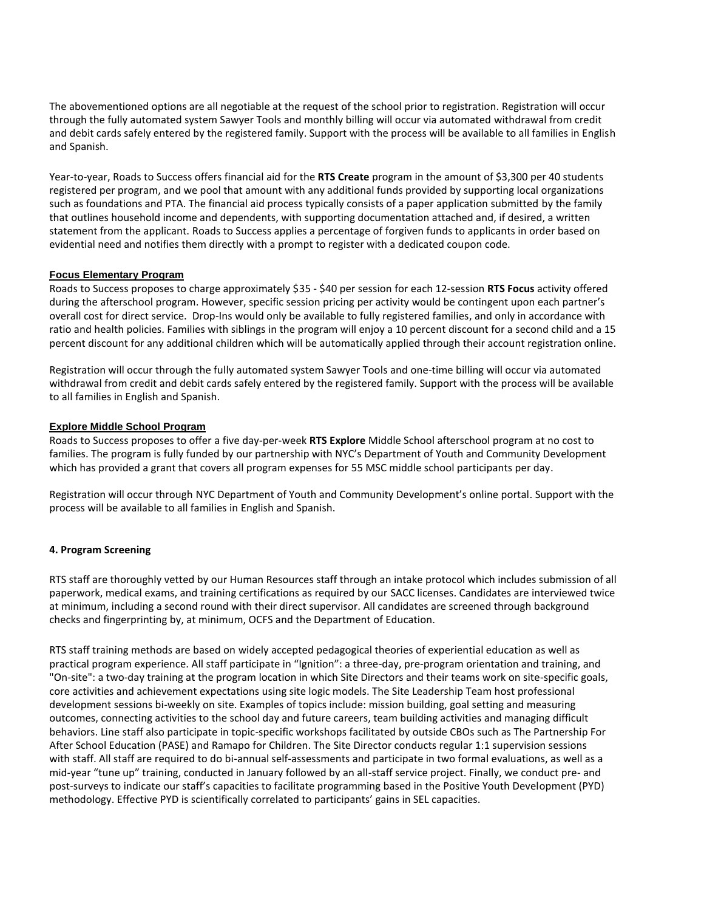The abovementioned options are all negotiable at the request of the school prior to registration. Registration will occur through the fully automated system Sawyer Tools and monthly billing will occur via automated withdrawal from credit and debit cards safely entered by the registered family. Support with the process will be available to all families in English and Spanish.

Year-to-year, Roads to Success offers financial aid for the **RTS Create** program in the amount of $3,300 per 40 students registered per program, and we pool that amount with any additional funds provided by supporting local organizations such as foundations and PTA. The financial aid process typically consists of a paper application submitted by the family that outlines household income and dependents, with supporting documentation attached and, if desired, a written statement from the applicant. Roads to Success applies a percentage of forgiven funds to applicants in order based on evidential need and notifies them directly with a prompt to register with a dedicated coupon code.

**Focus Elementary Program**

Roads to Success proposes to charge approximately $35 - $40 per session for each 12-session **RTS Focus** activity offered during the afterschool program. However, specific session pricing per activity would be contingent upon each partner's overall cost for direct service. Drop-Ins would only be available to fully registered families, and only in accordance with ratio and health policies. Families with siblings in the program will enjoy a 10 percent discount for a second child and a 15 percent discount for any additional children which will be automatically applied through their account registration online.

Registration will occur through the fully automated system Sawyer Tools and one-time billing will occur via automated withdrawal from credit and debit cards safely entered by the registered family. Support with the process will be available to all families in English and Spanish.

**Explore Middle School Program**

Roads to Success proposes to offer a five day-per-week **RTS Explore** Middle School afterschool program at no cost to families. The program is fully funded by our partnership with NYC's Department of Youth and Community Development which has provided a grant that covers all program expenses for 55 MSC middle school participants per day.

Registration will occur through NYC Department of Youth and Community Development's online portal. Support with the process will be available to all families in English and Spanish.

#### 4. Program Screening

RTS staff are thoroughly vetted by our Human Resources staff through an intake protocol which includes submission of all paperwork, medical exams, and training certifications as required by our SACC licenses. Candidates are interviewed twice at minimum, including a second round with their direct supervisor. All candidates are screened through background checks and fingerprinting by, at minimum, OCFS and the Department of Education.

RTS staff training methods are based on widely accepted pedagogical theories of experiential education as well as practical program experience. All staff participate in "Ignition": a three-day, pre-program orientation and training, and "On-site": a two-day training at the program location in which Site Directors and their teams work on site-specific goals, core activities and achievement expectations using site logic models. The Site Leadership Team host professional development sessions bi-weekly on site. Examples of topics include: mission building, goal setting and measuring outcomes, connecting activities to the school day and future careers, team building activities and managing difficult behaviors. Line staff also participate in topic-specific workshops facilitated by outside CBOs such as The Partnership For After School Education (PASE) and Ramapo for Children. The Site Director conducts regular 1:1 supervision sessions with staff. All staff are required to do bi-annual self-assessments and participate in two formal evaluations, as well as a mid-year "tune up" training, conducted in January followed by an all-staff service project. Finally, we conduct pre- and post-surveys to indicate our staff's capacities to facilitate programming based in the Positive Youth Development (PYD) methodology. Effective PYD is scientifically correlated to participants' gains in SEL capacities.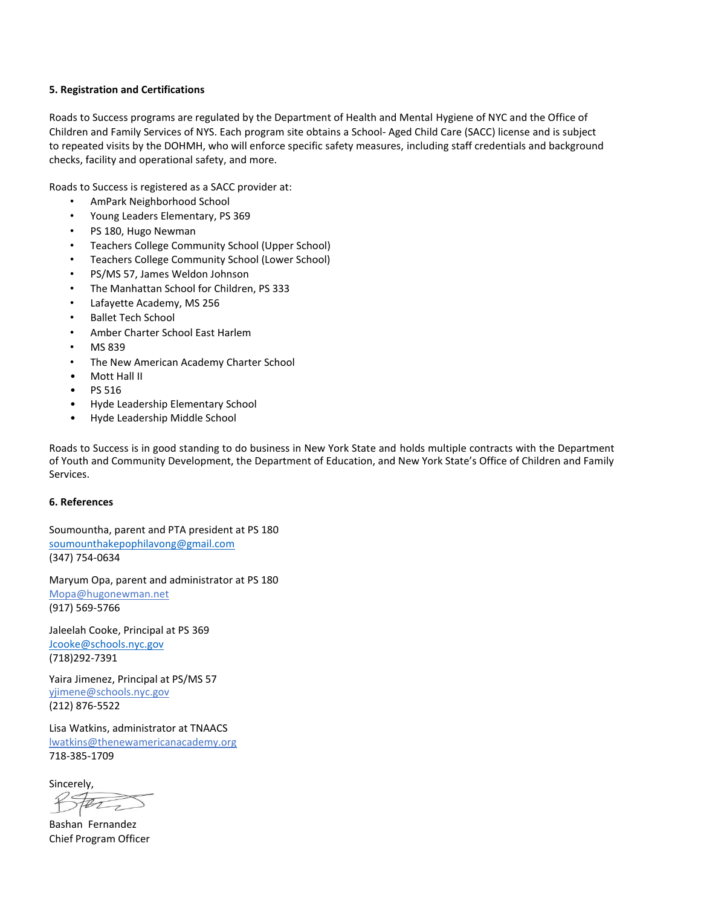**5. Registration and Certifications**

Roads to Success programs are regulated by the Department of Health and Mental Hygiene of NYC and the Office of Children and Family Services of NYS. Each program site obtains a School- Aged Child Care (SACC) license and is subject to repeated visits by the DOHMH, who will enforce specific safety measures, including staff credentials and background checks, facility and operational safety, and more.

Roads to Success is registered as a SACC provider at:

- AmPark Neighborhood School
- Young Leaders Elementary, PS 369
- PS 180, Hugo Newman
- Teachers College Community School (Upper School)
- Teachers College Community School (Lower School)
- PS/MS 57, James Weldon Johnson
- The Manhattan School for Children, PS 333
- Lafayette Academy, MS 256
- Ballet Tech School
- Amber Charter School East Harlem
- MS 839
- The New American Academy Charter School
- Mott Hall II
- PS 516
- Hyde Leadership Elementary School
- Hyde Leadership Middle School

Roads to Success is in good standing to do business in New York State and holds multiple contracts with the Department of Youth and Community Development, the Department of Education, and New York State's Office of Children and Family Services.

**6. References**

Soumountha, parent and PTA president at PS 180
soumounthakepophilavong@gmail.com
(347) 754-0634

Maryum Opa, parent and administrator at PS 180
Mopa@hugonewman.net
(917) 569-5766

Jaleelah Cooke, Principal at PS 369
Jcooke@schools.nyc.gov
(718)292-7391

Yaira Jimenez, Principal at PS/MS 57
yjimene@schools.nyc.gov
(212) 876-5522

Lisa Watkins, administrator at TNAACS
lwatkins@thenewamericanacademy.org
718-385-1709

Sincerely,

Bashan Fernandez
Chief Program Officer